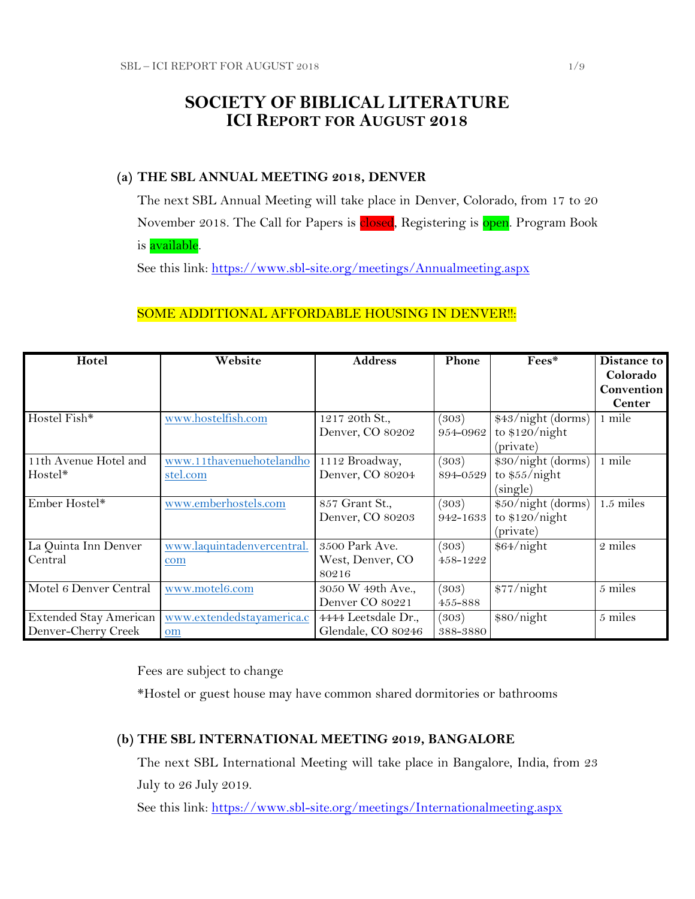# SOCIETY OF BIBLICAL LITERATURE
## ICI REPORT FOR AUGUST 2018

### (a) THE SBL ANNUAL MEETING 2018, DENVER

The next SBL Annual Meeting will take place in Denver, Colorado, from 17 to 20 November 2018. The Call for Papers is closed, Registering is open. Program Book is available.

See this link: https://www.sbl-site.org/meetings/Annualmeeting.aspx

SOME ADDITIONAL AFFORDABLE HOUSING IN DENVER!!:

| Hotel | Website | Address | Phone | Fees* | Distance to Colorado Convention Center |
|---|---|---|---|---|---|
| Hostel Fish* | www.hostelfish.com | 1217 20th St., Denver, CO 80202 | (303) 954-0962 | $43/night (dorms) to $120/night (private) | 1 mile |
| 11th Avenue Hotel and Hostel* | www.11thavenuehotelandhostel.com | 1112 Broadway, Denver, CO 80204 | (303) 894-0529 | $30/night (dorms) to $55/night (single) | 1 mile |
| Ember Hostel* | www.emberhostels.com | 857 Grant St., Denver, CO 80203 | (303) 942-1633 | $50/night (dorms) to $120/night (private) | 1.5 miles |
| La Quinta Inn Denver Central | www.laquintadenvercentral.com | 3500 Park Ave. West, Denver, CO 80216 | (303) 458-1222 | $64/night | 2 miles |
| Motel 6 Denver Central | www.motel6.com | 3050 W 49th Ave., Denver CO 80221 | (303) 455-888 | $77/night | 5 miles |
| Extended Stay American Denver-Cherry Creek | www.extendedstayamerica.com | 4444 Leetsdale Dr., Glendale, CO 80246 | (303) 388-3880 | $80/night | 5 miles |

Fees are subject to change

*Hostel or guest house may have common shared dormitories or bathrooms

### (b) THE SBL INTERNATIONAL MEETING 2019, BANGALORE

The next SBL International Meeting will take place in Bangalore, India, from 23 July to 26 July 2019.

See this link: https://www.sbl-site.org/meetings/Internationalmeeting.aspx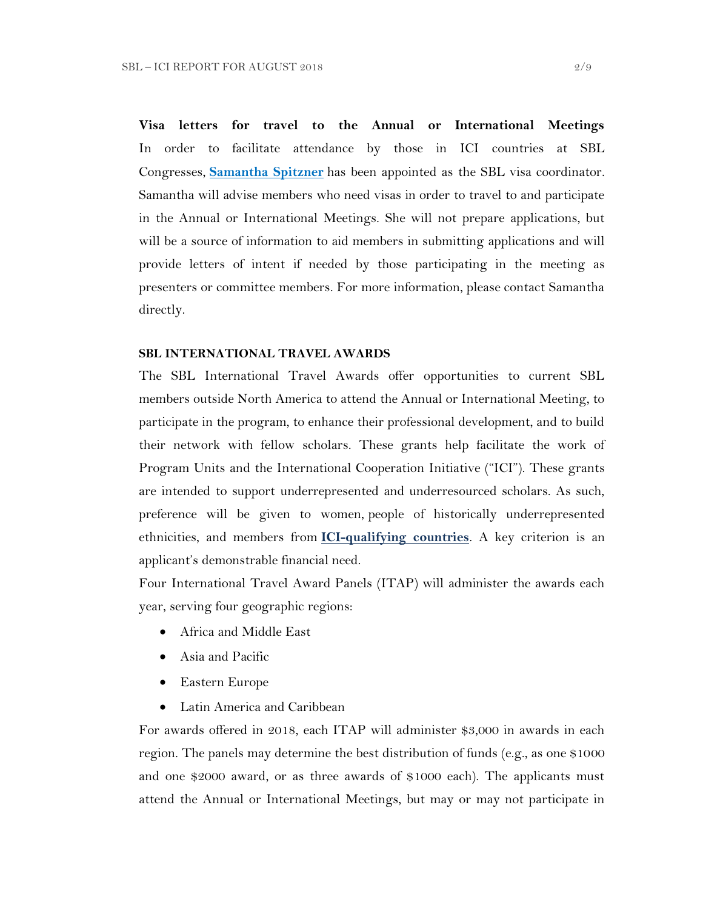**Visa letters for travel to the Annual or International Meetings**
In order to facilitate attendance by those in ICI countries at SBL Congresses, **Samantha Spitzner** has been appointed as the SBL visa coordinator. Samantha will advise members who need visas in order to travel to and participate in the Annual or International Meetings. She will not prepare applications, but will be a source of information to aid members in submitting applications and will provide letters of intent if needed by those participating in the meeting as presenters or committee members. For more information, please contact Samantha directly.

**SBL INTERNATIONAL TRAVEL AWARDS**

The SBL International Travel Awards offer opportunities to current SBL members outside North America to attend the Annual or International Meeting, to participate in the program, to enhance their professional development, and to build their network with fellow scholars. These grants help facilitate the work of Program Units and the International Cooperation Initiative ("ICI"). These grants are intended to support underrepresented and underresourced scholars. As such, preference will be given to women, people of historically underrepresented ethnicities, and members from **ICI-qualifying countries**. A key criterion is an applicant's demonstrable financial need.

Four International Travel Award Panels (ITAP) will administer the awards each year, serving four geographic regions:

- Africa and Middle East
- Asia and Pacific
- Eastern Europe
- Latin America and Caribbean

For awards offered in 2018, each ITAP will administer $3,000 in awards in each region. The panels may determine the best distribution of funds (e.g., as one $1000 and one $2000 award, or as three awards of $1000 each). The applicants must attend the Annual or International Meetings, but may or may not participate in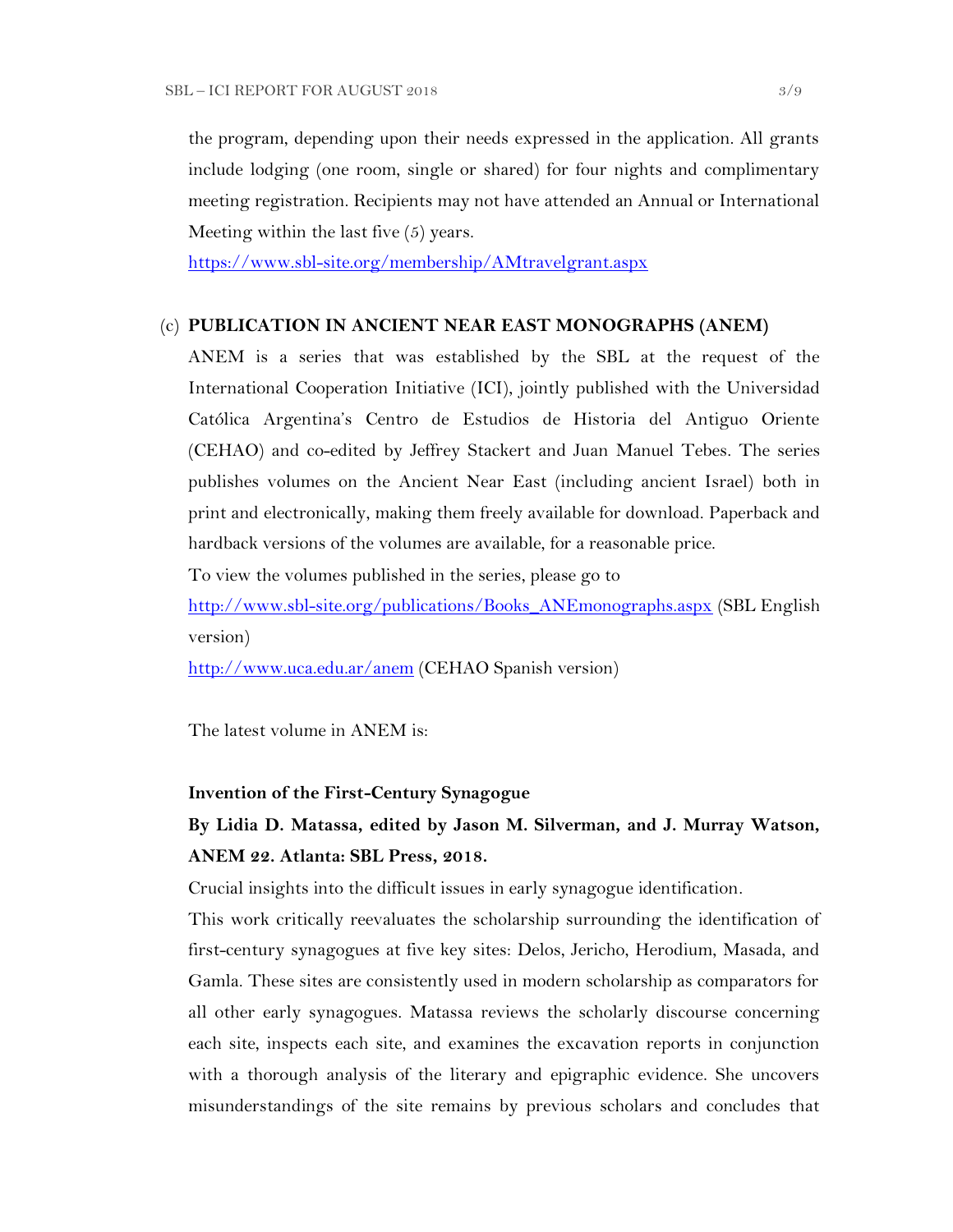the program, depending upon their needs expressed in the application. All grants include lodging (one room, single or shared) for four nights and complimentary meeting registration. Recipients may not have attended an Annual or International Meeting within the last five (5) years.

https://www.sbl-site.org/membership/AMtravelgrant.aspx

(c) **PUBLICATION IN ANCIENT NEAR EAST MONOGRAPHS (ANEM)**

ANEM is a series that was established by the SBL at the request of the International Cooperation Initiative (ICI), jointly published with the Universidad Católica Argentina's Centro de Estudios de Historia del Antiguo Oriente (CEHAO) and co-edited by Jeffrey Stackert and Juan Manuel Tebes. The series publishes volumes on the Ancient Near East (including ancient Israel) both in print and electronically, making them freely available for download. Paperback and hardback versions of the volumes are available, for a reasonable price.

To view the volumes published in the series, please go to

http://www.sbl-site.org/publications/Books_ANEmonographs.aspx (SBL English version)

http://www.uca.edu.ar/anem (CEHAO Spanish version)

The latest volume in ANEM is:

**Invention of the First-Century Synagogue**

**By Lidia D. Matassa, edited by Jason M. Silverman, and J. Murray Watson, ANEM 22. Atlanta: SBL Press, 2018.**

Crucial insights into the difficult issues in early synagogue identification.

This work critically reevaluates the scholarship surrounding the identification of first-century synagogues at five key sites: Delos, Jericho, Herodium, Masada, and Gamla. These sites are consistently used in modern scholarship as comparators for all other early synagogues. Matassa reviews the scholarly discourse concerning each site, inspects each site, and examines the excavation reports in conjunction with a thorough analysis of the literary and epigraphic evidence. She uncovers misunderstandings of the site remains by previous scholars and concludes that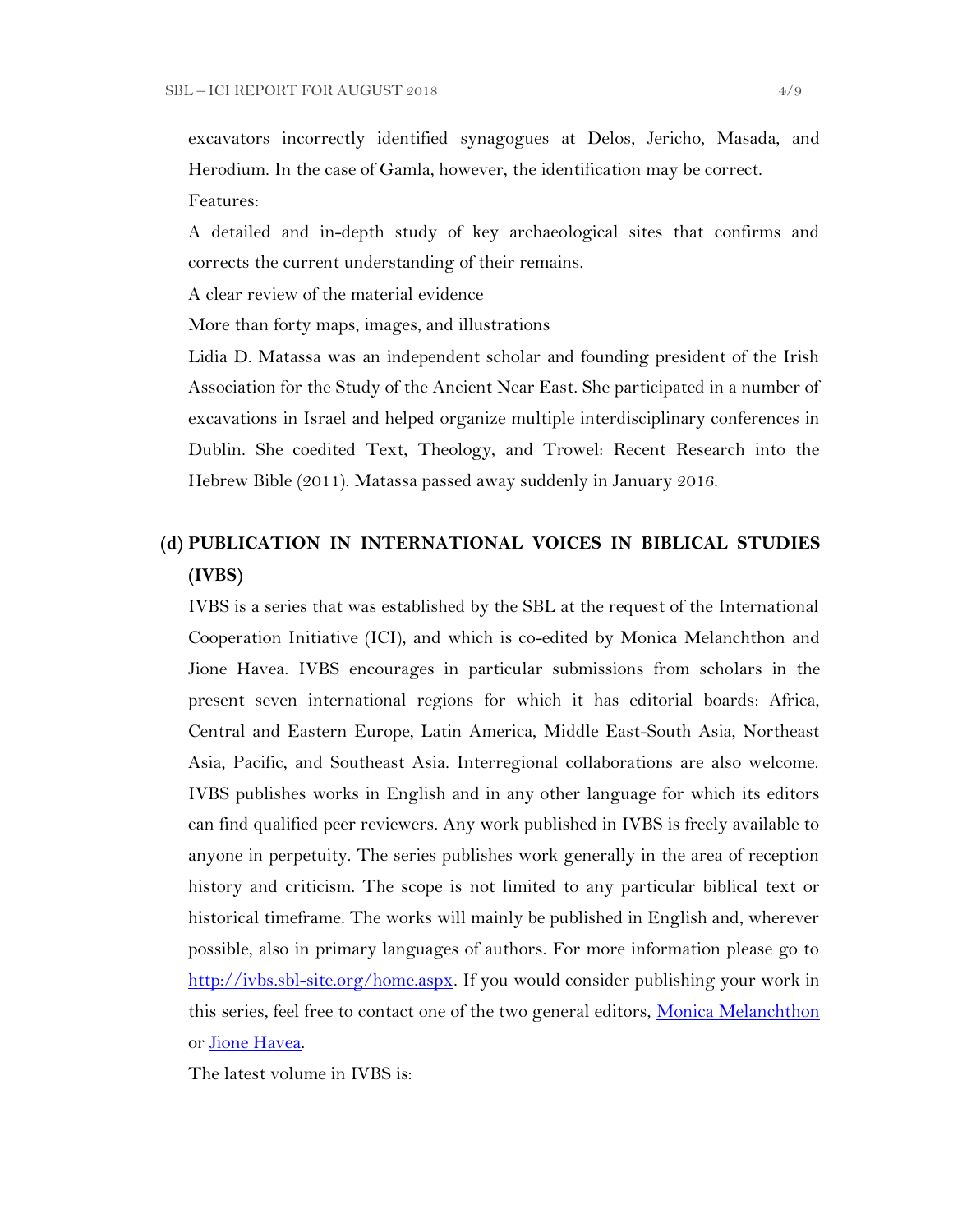excavators incorrectly identified synagogues at Delos, Jericho, Masada, and Herodium. In the case of Gamla, however, the identification may be correct.

Features:

A detailed and in-depth study of key archaeological sites that confirms and corrects the current understanding of their remains.

A clear review of the material evidence

More than forty maps, images, and illustrations

Lidia D. Matassa was an independent scholar and founding president of the Irish Association for the Study of the Ancient Near East. She participated in a number of excavations in Israel and helped organize multiple interdisciplinary conferences in Dublin. She coedited Text, Theology, and Trowel: Recent Research into the Hebrew Bible (2011). Matassa passed away suddenly in January 2016.

## (d) PUBLICATION IN INTERNATIONAL VOICES IN BIBLICAL STUDIES (IVBS)

IVBS is a series that was established by the SBL at the request of the International Cooperation Initiative (ICI), and which is co-edited by Monica Melanchthon and Jione Havea. IVBS encourages in particular submissions from scholars in the present seven international regions for which it has editorial boards: Africa, Central and Eastern Europe, Latin America, Middle East-South Asia, Northeast Asia, Pacific, and Southeast Asia. Interregional collaborations are also welcome. IVBS publishes works in English and in any other language for which its editors can find qualified peer reviewers. Any work published in IVBS is freely available to anyone in perpetuity. The series publishes work generally in the area of reception history and criticism. The scope is not limited to any particular biblical text or historical timeframe. The works will mainly be published in English and, wherever possible, also in primary languages of authors. For more information please go to [http://ivbs.sbl-site.org/home.aspx](http://ivbs.sbl-site.org/home.aspx). If you would consider publishing your work in this series, feel free to contact one of the two general editors, Monica Melanchthon or Jione Havea.

The latest volume in IVBS is: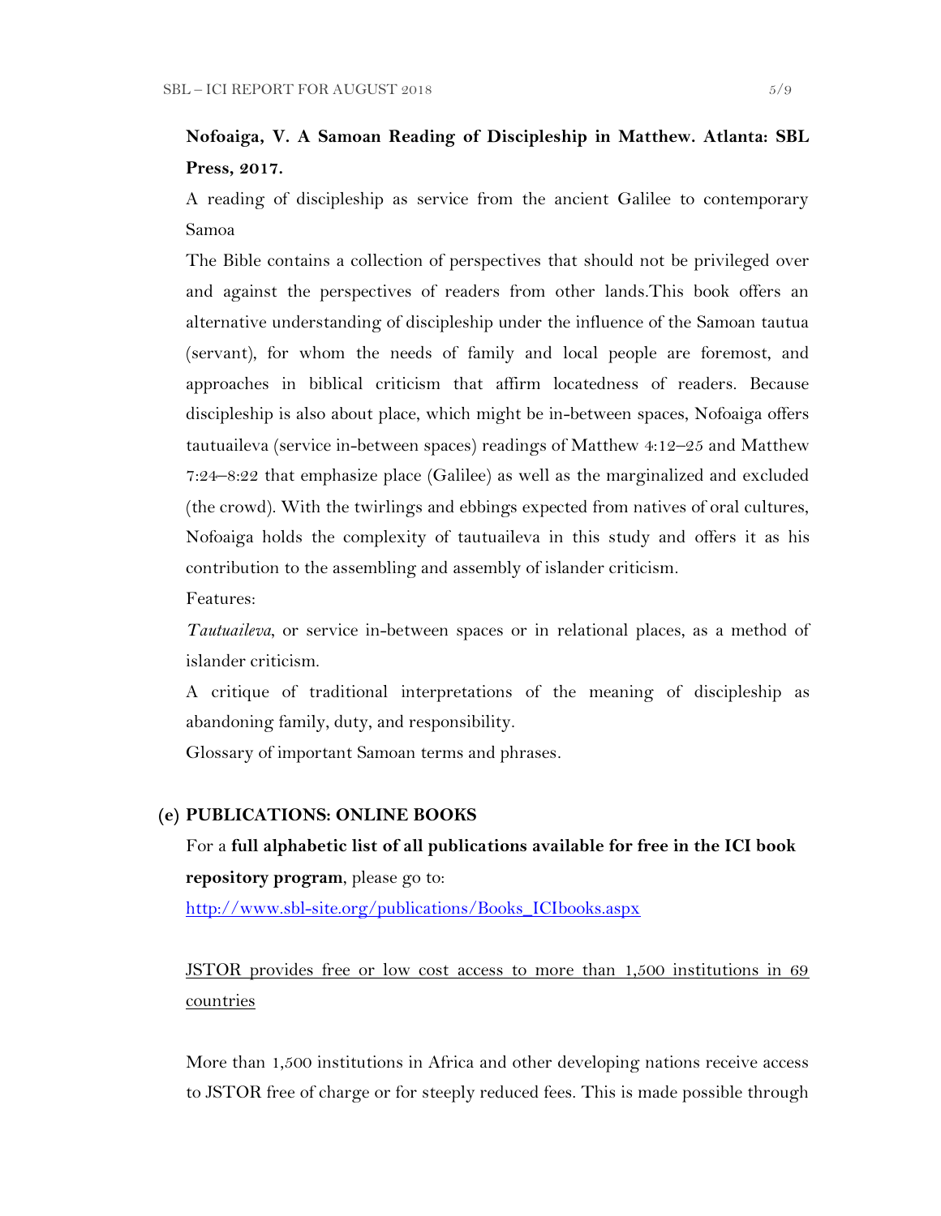**Nofoaiga, V. A Samoan Reading of Discipleship in Matthew. Atlanta: SBL Press, 2017.**

A reading of discipleship as service from the ancient Galilee to contemporary Samoa

The Bible contains a collection of perspectives that should not be privileged over and against the perspectives of readers from other lands.This book offers an alternative understanding of discipleship under the influence of the Samoan tautua (servant), for whom the needs of family and local people are foremost, and approaches in biblical criticism that affirm locatedness of readers. Because discipleship is also about place, which might be in-between spaces, Nofoaiga offers tautuaileva (service in-between spaces) readings of Matthew 4:12–25 and Matthew 7:24–8:22 that emphasize place (Galilee) as well as the marginalized and excluded (the crowd). With the twirlings and ebbings expected from natives of oral cultures, Nofoaiga holds the complexity of tautuaileva in this study and offers it as his contribution to the assembling and assembly of islander criticism.

Features:

*Tautuaileva*, or service in-between spaces or in relational places, as a method of islander criticism.

A critique of traditional interpretations of the meaning of discipleship as abandoning family, duty, and responsibility.

Glossary of important Samoan terms and phrases.

**(e) PUBLICATIONS: ONLINE BOOKS**

For a **full alphabetic list of all publications available for free in the ICI book repository program**, please go to:

http://www.sbl-site.org/publications/Books_ICIbooks.aspx

JSTOR provides free or low cost access to more than 1,500 institutions in 69 countries

More than 1,500 institutions in Africa and other developing nations receive access to JSTOR free of charge or for steeply reduced fees. This is made possible through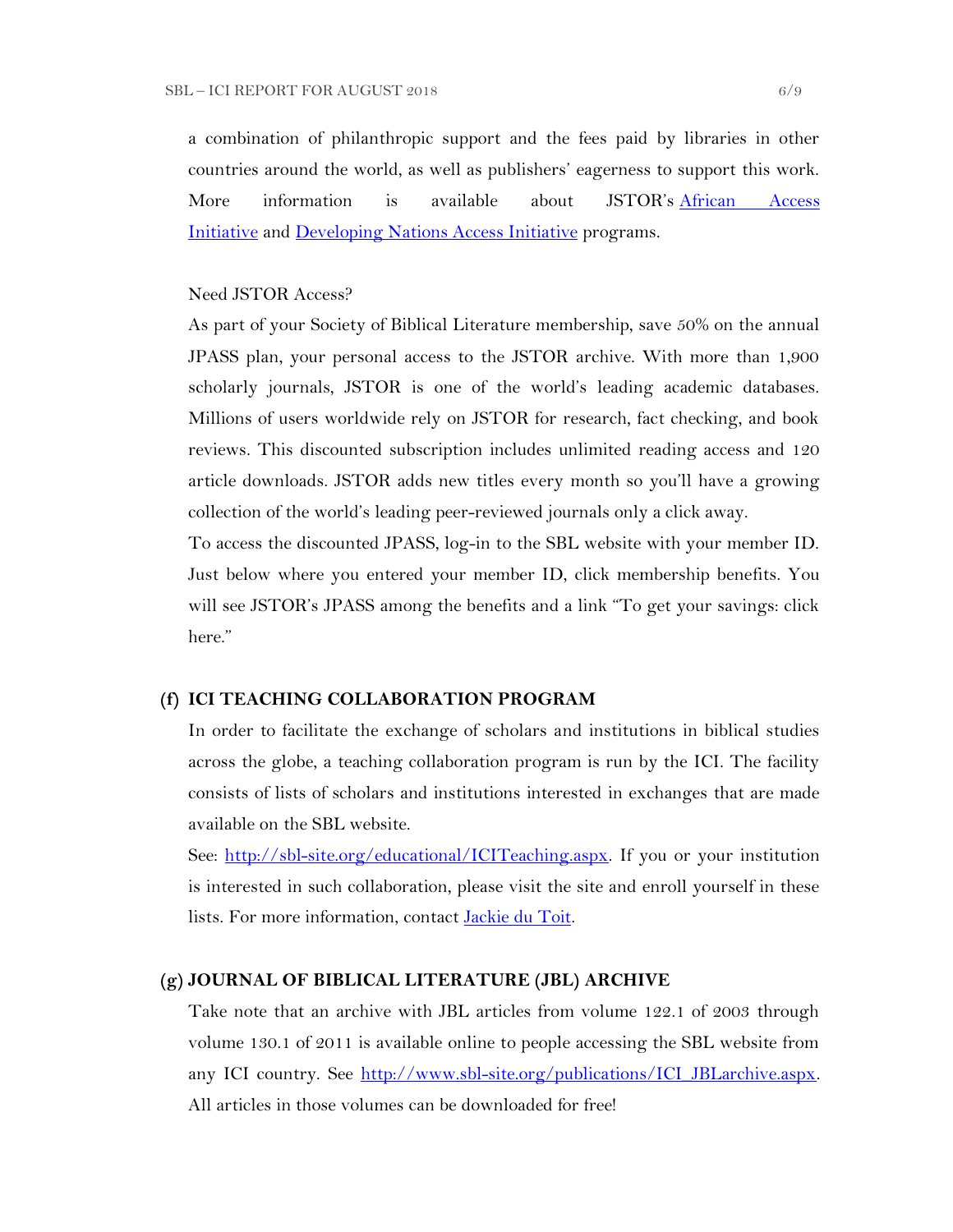a combination of philanthropic support and the fees paid by libraries in other countries around the world, as well as publishers' eagerness to support this work. More information is available about JSTOR's [African Access Initiative]() and [Developing Nations Access Initiative]() programs.

Need JSTOR Access?

As part of your Society of Biblical Literature membership, save 50% on the annual JPASS plan, your personal access to the JSTOR archive. With more than 1,900 scholarly journals, JSTOR is one of the world's leading academic databases. Millions of users worldwide rely on JSTOR for research, fact checking, and book reviews. This discounted subscription includes unlimited reading access and 120 article downloads. JSTOR adds new titles every month so you'll have a growing collection of the world's leading peer-reviewed journals only a click away.

To access the discounted JPASS, log-in to the SBL website with your member ID. Just below where you entered your member ID, click membership benefits. You will see JSTOR's JPASS among the benefits and a link "To get your savings: click here."

### (f) ICI TEACHING COLLABORATION PROGRAM

In order to facilitate the exchange of scholars and institutions in biblical studies across the globe, a teaching collaboration program is run by the ICI. The facility consists of lists of scholars and institutions interested in exchanges that are made available on the SBL website.

See: [http://sbl-site.org/educational/ICITeaching.aspx](http://sbl-site.org/educational/ICITeaching.aspx). If you or your institution is interested in such collaboration, please visit the site and enroll yourself in these lists. For more information, contact [Jackie du Toit]().

### (g) JOURNAL OF BIBLICAL LITERATURE (JBL) ARCHIVE

Take note that an archive with JBL articles from volume 122.1 of 2003 through volume 130.1 of 2011 is available online to people accessing the SBL website from any ICI country. See [http://www.sbl-site.org/publications/ICI_JBLarchive.aspx](http://www.sbl-site.org/publications/ICI_JBLarchive.aspx). All articles in those volumes can be downloaded for free!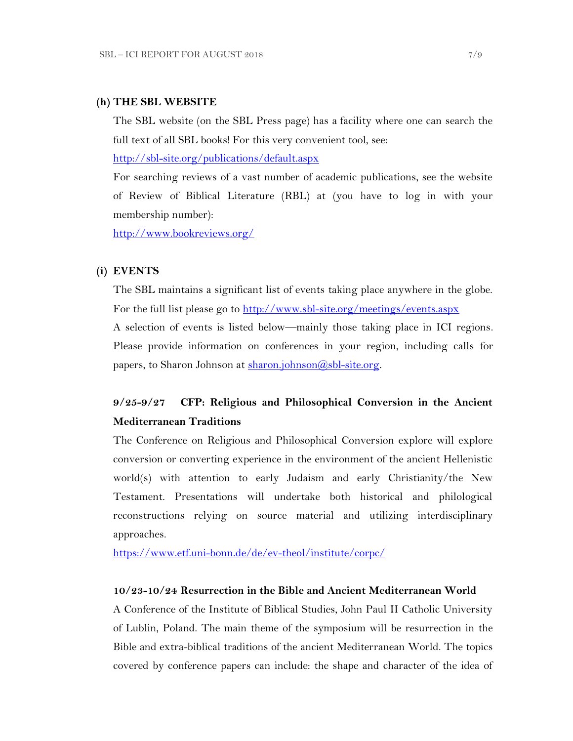## (h) THE SBL WEBSITE

The SBL website (on the SBL Press page) has a facility where one can search the full text of all SBL books! For this very convenient tool, see:

http://sbl-site.org/publications/default.aspx

For searching reviews of a vast number of academic publications, see the website of Review of Biblical Literature (RBL) at (you have to log in with your membership number):

http://www.bookreviews.org/

## (i) EVENTS

The SBL maintains a significant list of events taking place anywhere in the globe. For the full list please go to http://www.sbl-site.org/meetings/events.aspx

A selection of events is listed below—mainly those taking place in ICI regions. Please provide information on conferences in your region, including calls for papers, to Sharon Johnson at sharon.johnson@sbl-site.org.

**9/25-9/27 CFP: Religious and Philosophical Conversion in the Ancient Mediterranean Traditions**

The Conference on Religious and Philosophical Conversion explore will explore conversion or converting experience in the environment of the ancient Hellenistic world(s) with attention to early Judaism and early Christianity/the New Testament. Presentations will undertake both historical and philological reconstructions relying on source material and utilizing interdisciplinary approaches.

https://www.etf.uni-bonn.de/de/ev-theol/institute/corpc/

**10/23-10/24 Resurrection in the Bible and Ancient Mediterranean World**

A Conference of the Institute of Biblical Studies, John Paul II Catholic University of Lublin, Poland. The main theme of the symposium will be resurrection in the Bible and extra-biblical traditions of the ancient Mediterranean World. The topics covered by conference papers can include: the shape and character of the idea of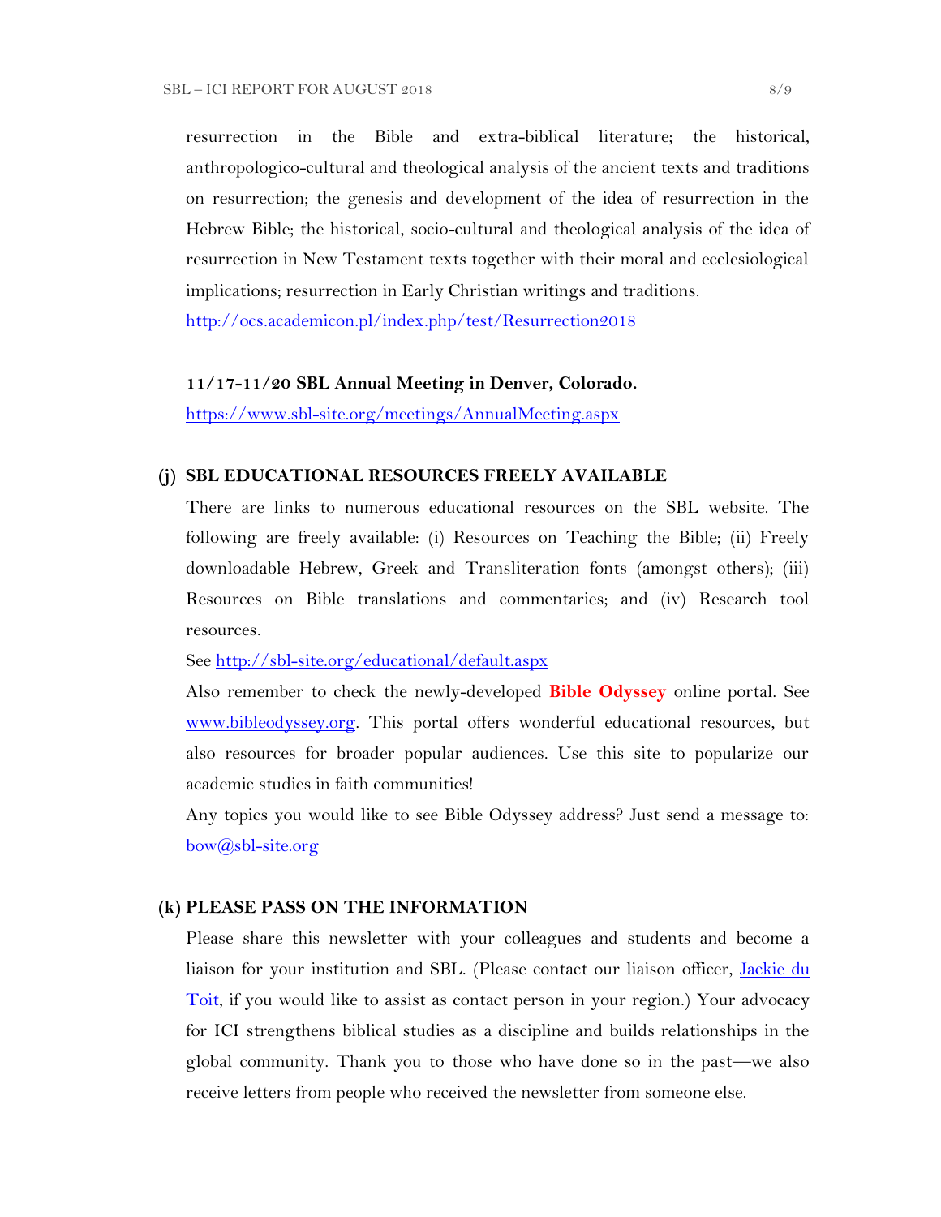resurrection in the Bible and extra-biblical literature; the historical, anthropologico-cultural and theological analysis of the ancient texts and traditions on resurrection; the genesis and development of the idea of resurrection in the Hebrew Bible; the historical, socio-cultural and theological analysis of the idea of resurrection in New Testament texts together with their moral and ecclesiological implications; resurrection in Early Christian writings and traditions.
http://ocs.academicon.pl/index.php/test/Resurrection2018

**11/17-11/20 SBL Annual Meeting in Denver, Colorado.**
https://www.sbl-site.org/meetings/AnnualMeeting.aspx

## (j) SBL EDUCATIONAL RESOURCES FREELY AVAILABLE

There are links to numerous educational resources on the SBL website. The following are freely available: (i) Resources on Teaching the Bible; (ii) Freely downloadable Hebrew, Greek and Transliteration fonts (amongst others); (iii) Resources on Bible translations and commentaries; and (iv) Research tool resources.

See http://sbl-site.org/educational/default.aspx

Also remember to check the newly-developed **Bible Odyssey** online portal. See www.bibleodyssey.org. This portal offers wonderful educational resources, but also resources for broader popular audiences. Use this site to popularize our academic studies in faith communities!

Any topics you would like to see Bible Odyssey address? Just send a message to: bow@sbl-site.org

## (k) PLEASE PASS ON THE INFORMATION

Please share this newsletter with your colleagues and students and become a liaison for your institution and SBL. (Please contact our liaison officer, Jackie du Toit, if you would like to assist as contact person in your region.) Your advocacy for ICI strengthens biblical studies as a discipline and builds relationships in the global community. Thank you to those who have done so in the past—we also receive letters from people who received the newsletter from someone else.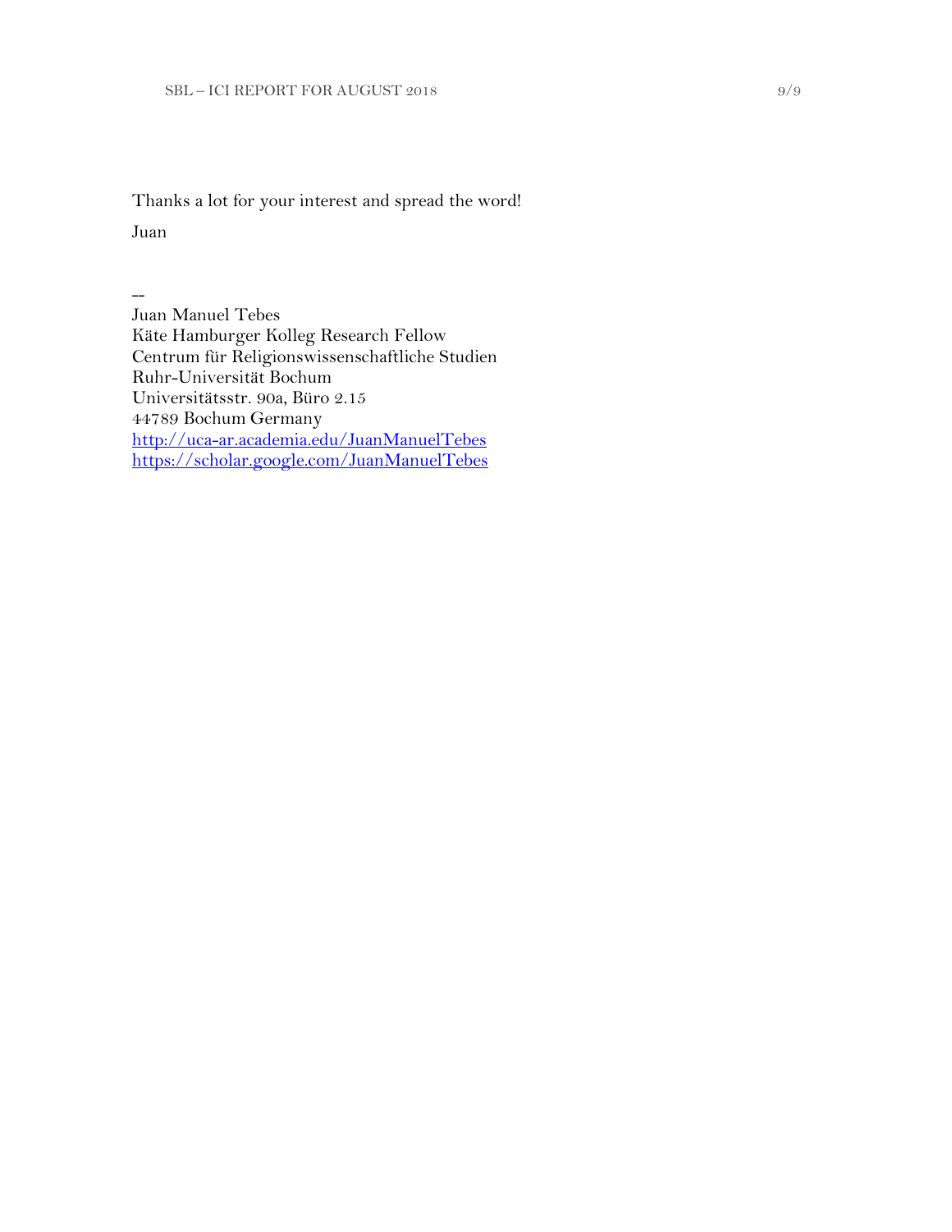Thanks a lot for your interest and spread the word!

Juan

--
Juan Manuel Tebes
Käte Hamburger Kolleg Research Fellow
Centrum für Religionswissenschaftliche Studien
Ruhr-Universität Bochum
Universitätsstr. 90a, Büro 2.15
44789 Bochum Germany
http://uca-ar.academia.edu/JuanManuelTebes
https://scholar.google.com/JuanManuelTebes